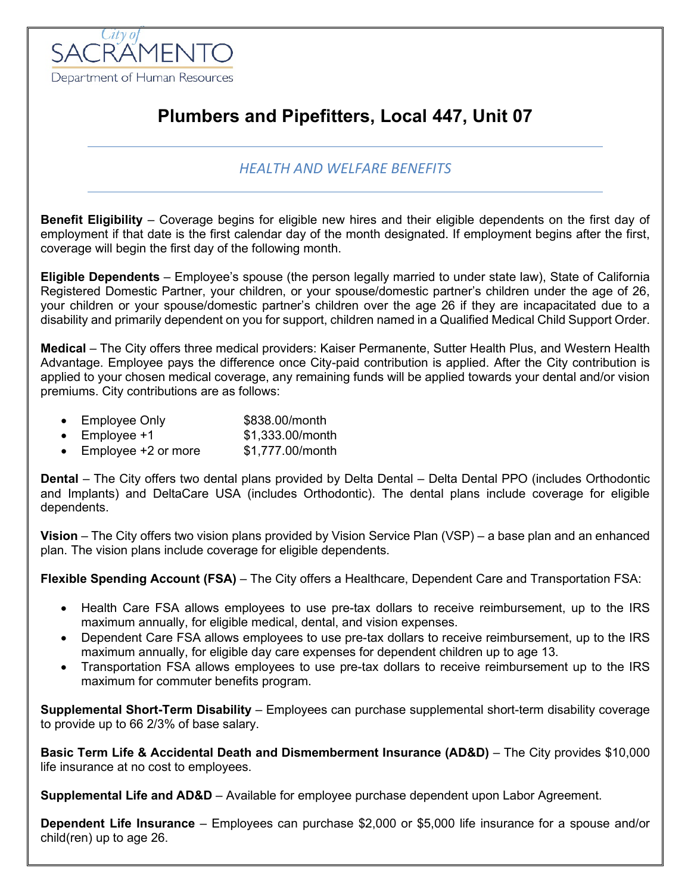City of SACRAMENTO
Department of Human Resources

# Plumbers and Pipefitters, Local 447, Unit 07

## *HEALTH AND WELFARE BENEFITS*

**Benefit Eligibility** – Coverage begins for eligible new hires and their eligible dependents on the first day of employment if that date is the first calendar day of the month designated. If employment begins after the first, coverage will begin the first day of the following month.

**Eligible Dependents** – Employee's spouse (the person legally married to under state law), State of California Registered Domestic Partner, your children, or your spouse/domestic partner's children under the age of 26, your children or your spouse/domestic partner's children over the age 26 if they are incapacitated due to a disability and primarily dependent on you for support, children named in a Qualified Medical Child Support Order.

**Medical** – The City offers three medical providers: Kaiser Permanente, Sutter Health Plus, and Western Health Advantage. Employee pays the difference once City-paid contribution is applied. After the City contribution is applied to your chosen medical coverage, any remaining funds will be applied towards your dental and/or vision premiums. City contributions are as follows:

- Employee Only — $838.00/month
- Employee +1 — $1,333.00/month
- Employee +2 or more — $1,777.00/month

**Dental** – The City offers two dental plans provided by Delta Dental – Delta Dental PPO (includes Orthodontic and Implants) and DeltaCare USA (includes Orthodontic). The dental plans include coverage for eligible dependents.

**Vision** – The City offers two vision plans provided by Vision Service Plan (VSP) – a base plan and an enhanced plan. The vision plans include coverage for eligible dependents.

**Flexible Spending Account (FSA)** – The City offers a Healthcare, Dependent Care and Transportation FSA:

- Health Care FSA allows employees to use pre-tax dollars to receive reimbursement, up to the IRS maximum annually, for eligible medical, dental, and vision expenses.
- Dependent Care FSA allows employees to use pre-tax dollars to receive reimbursement, up to the IRS maximum annually, for eligible day care expenses for dependent children up to age 13.
- Transportation FSA allows employees to use pre-tax dollars to receive reimbursement up to the IRS maximum for commuter benefits program.

**Supplemental Short-Term Disability** – Employees can purchase supplemental short-term disability coverage to provide up to 66 2/3% of base salary.

**Basic Term Life & Accidental Death and Dismemberment Insurance (AD&D)** – The City provides $10,000 life insurance at no cost to employees.

**Supplemental Life and AD&D** – Available for employee purchase dependent upon Labor Agreement.

**Dependent Life Insurance** – Employees can purchase $2,000 or $5,000 life insurance for a spouse and/or child(ren) up to age 26.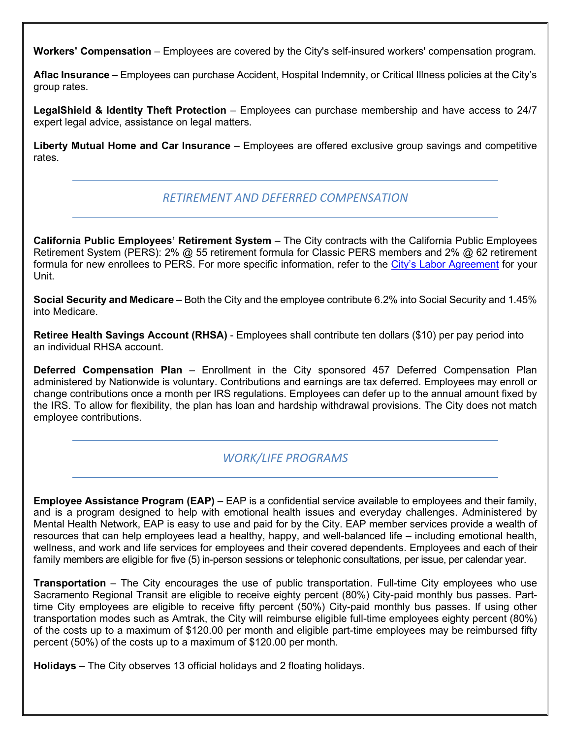**Workers' Compensation** – Employees are covered by the City's self-insured workers' compensation program.

**Aflac Insurance** – Employees can purchase Accident, Hospital Indemnity, or Critical Illness policies at the City's group rates.

**LegalShield & Identity Theft Protection** – Employees can purchase membership and have access to 24/7 expert legal advice, assistance on legal matters.

**Liberty Mutual Home and Car Insurance** – Employees are offered exclusive group savings and competitive rates.

## *RETIREMENT AND DEFERRED COMPENSATION*

**California Public Employees' Retirement System** – The City contracts with the California Public Employees Retirement System (PERS): 2% @ 55 retirement formula for Classic PERS members and 2% @ 62 retirement formula for new enrollees to PERS. For more specific information, refer to the [City's Labor Agreement](#) for your Unit.

**Social Security and Medicare** – Both the City and the employee contribute 6.2% into Social Security and 1.45% into Medicare.

**Retiree Health Savings Account (RHSA)** - Employees shall contribute ten dollars ($10) per pay period into an individual RHSA account.

**Deferred Compensation Plan** – Enrollment in the City sponsored 457 Deferred Compensation Plan administered by Nationwide is voluntary. Contributions and earnings are tax deferred. Employees may enroll or change contributions once a month per IRS regulations. Employees can defer up to the annual amount fixed by the IRS. To allow for flexibility, the plan has loan and hardship withdrawal provisions. The City does not match employee contributions.

## *WORK/LIFE PROGRAMS*

**Employee Assistance Program (EAP)** – EAP is a confidential service available to employees and their family, and is a program designed to help with emotional health issues and everyday challenges. Administered by Mental Health Network, EAP is easy to use and paid for by the City. EAP member services provide a wealth of resources that can help employees lead a healthy, happy, and well-balanced life – including emotional health, wellness, and work and life services for employees and their covered dependents. Employees and each of their family members are eligible for five (5) in-person sessions or telephonic consultations, per issue, per calendar year.

**Transportation** – The City encourages the use of public transportation. Full-time City employees who use Sacramento Regional Transit are eligible to receive eighty percent (80%) City-paid monthly bus passes. Part-time City employees are eligible to receive fifty percent (50%) City-paid monthly bus passes. If using other transportation modes such as Amtrak, the City will reimburse eligible full-time employees eighty percent (80%) of the costs up to a maximum of $120.00 per month and eligible part-time employees may be reimbursed fifty percent (50%) of the costs up to a maximum of $120.00 per month.

**Holidays** – The City observes 13 official holidays and 2 floating holidays.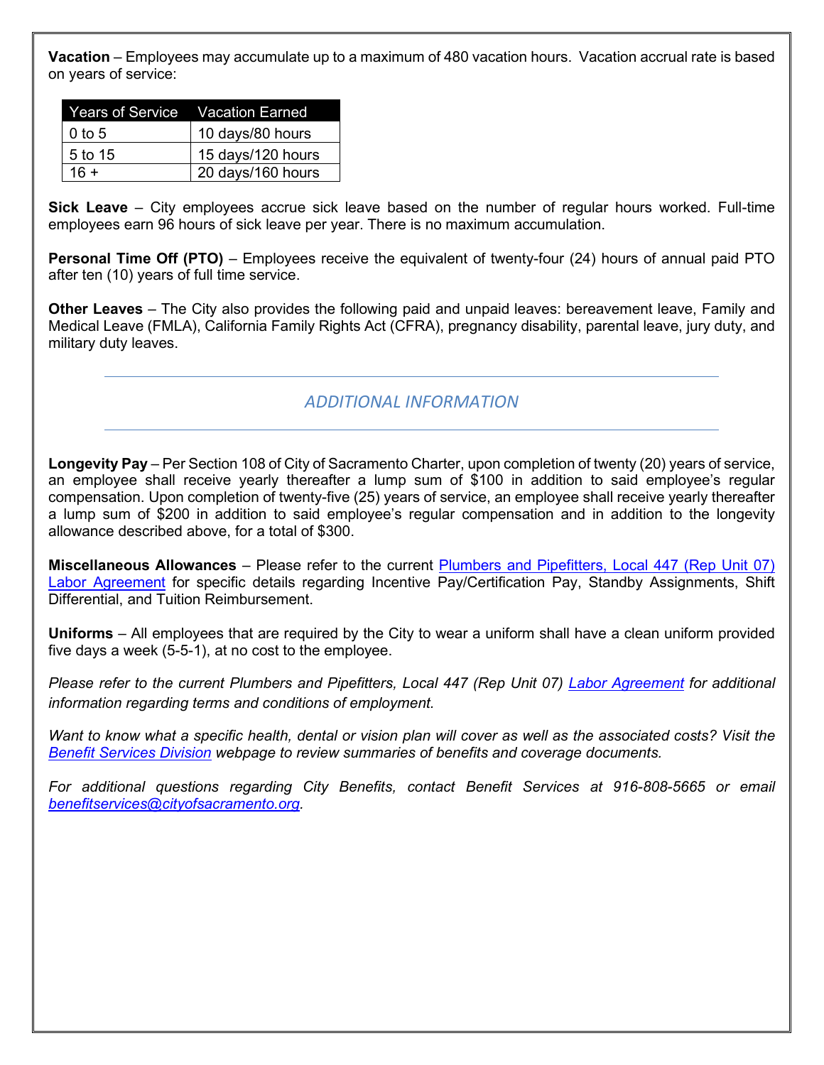**Vacation** – Employees may accumulate up to a maximum of 480 vacation hours. Vacation accrual rate is based on years of service:

| Years of Service | Vacation Earned |
|---|---|
| 0 to 5 | 10 days/80 hours |
| 5 to 15 | 15 days/120 hours |
| 16 + | 20 days/160 hours |

**Sick Leave** – City employees accrue sick leave based on the number of regular hours worked. Full-time employees earn 96 hours of sick leave per year. There is no maximum accumulation.

**Personal Time Off (PTO)** – Employees receive the equivalent of twenty-four (24) hours of annual paid PTO after ten (10) years of full time service.

**Other Leaves** – The City also provides the following paid and unpaid leaves: bereavement leave, Family and Medical Leave (FMLA), California Family Rights Act (CFRA), pregnancy disability, parental leave, jury duty, and military duty leaves.

## *ADDITIONAL INFORMATION*

**Longevity Pay** – Per Section 108 of City of Sacramento Charter, upon completion of twenty (20) years of service, an employee shall receive yearly thereafter a lump sum of $100 in addition to said employee's regular compensation. Upon completion of twenty-five (25) years of service, an employee shall receive yearly thereafter a lump sum of $200 in addition to said employee's regular compensation and in addition to the longevity allowance described above, for a total of $300.

**Miscellaneous Allowances** – Please refer to the current Plumbers and Pipefitters, Local 447 (Rep Unit 07) Labor Agreement for specific details regarding Incentive Pay/Certification Pay, Standby Assignments, Shift Differential, and Tuition Reimbursement.

**Uniforms** – All employees that are required by the City to wear a uniform shall have a clean uniform provided five days a week (5-5-1), at no cost to the employee.

*Please refer to the current Plumbers and Pipefitters, Local 447 (Rep Unit 07) Labor Agreement for additional information regarding terms and conditions of employment.*

*Want to know what a specific health, dental or vision plan will cover as well as the associated costs? Visit the Benefit Services Division webpage to review summaries of benefits and coverage documents.*

*For additional questions regarding City Benefits, contact Benefit Services at 916-808-5665 or email benefitservices@cityofsacramento.org.*